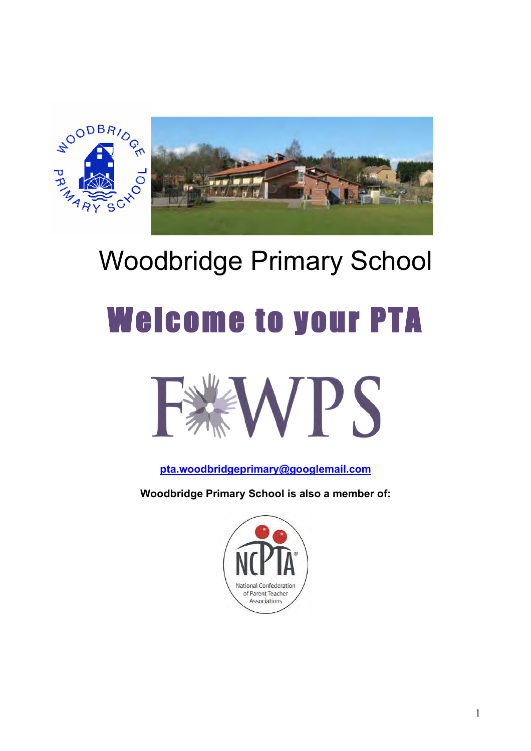# Woodbridge Primary School

# Welcome to your PTA

FOWPS

**pta.woodbridgeprimary@googlemail.com**

**Woodbridge Primary School is also a member of:**

NCPTA

National Confederation of Parent Teacher Associations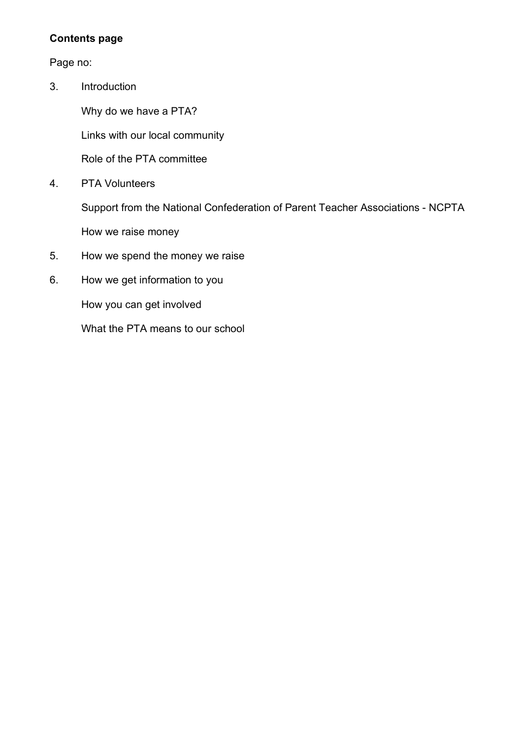**Contents page**

Page no:

3. Introduction

    Why do we have a PTA?

    Links with our local community

    Role of the PTA committee

4. PTA Volunteers

    Support from the National Confederation of Parent Teacher Associations - NCPTA

    How we raise money

5. How we spend the money we raise

6. How we get information to you

    How you can get involved

    What the PTA means to our school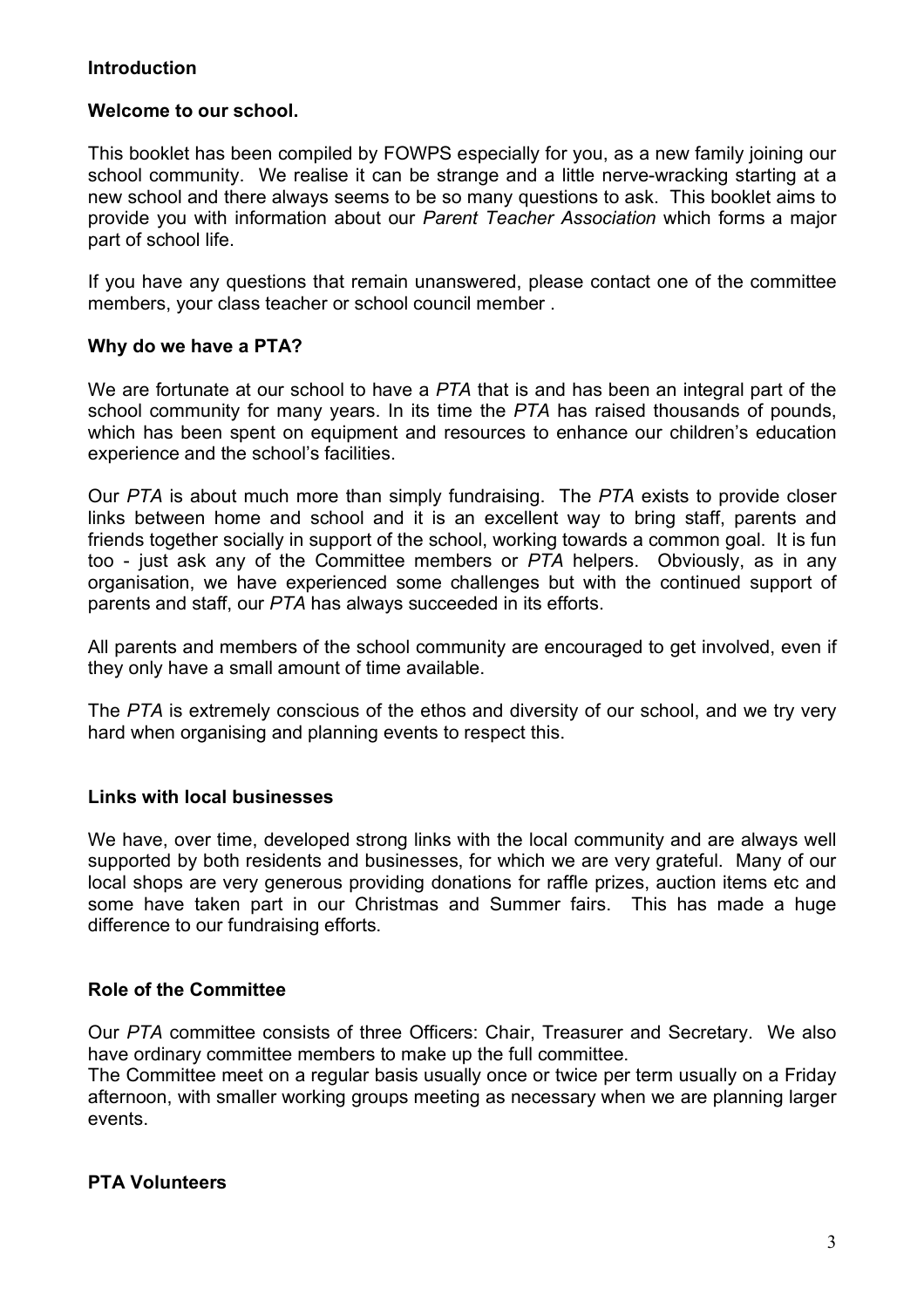**Introduction**

**Welcome to our school.**

This booklet has been compiled by FOWPS especially for you, as a new family joining our school community. We realise it can be strange and a little nerve-wracking starting at a new school and there always seems to be so many questions to ask. This booklet aims to provide you with information about our *Parent Teacher Association* which forms a major part of school life.

If you have any questions that remain unanswered, please contact one of the committee members, your class teacher or school council member .

**Why do we have a PTA?**

We are fortunate at our school to have a *PTA* that is and has been an integral part of the school community for many years. In its time the *PTA* has raised thousands of pounds, which has been spent on equipment and resources to enhance our children's education experience and the school's facilities.

Our *PTA* is about much more than simply fundraising. The *PTA* exists to provide closer links between home and school and it is an excellent way to bring staff, parents and friends together socially in support of the school, working towards a common goal. It is fun too - just ask any of the Committee members or *PTA* helpers. Obviously, as in any organisation, we have experienced some challenges but with the continued support of parents and staff, our *PTA* has always succeeded in its efforts.

All parents and members of the school community are encouraged to get involved, even if they only have a small amount of time available.

The *PTA* is extremely conscious of the ethos and diversity of our school, and we try very hard when organising and planning events to respect this.

**Links with local businesses**

We have, over time, developed strong links with the local community and are always well supported by both residents and businesses, for which we are very grateful. Many of our local shops are very generous providing donations for raffle prizes, auction items etc and some have taken part in our Christmas and Summer fairs. This has made a huge difference to our fundraising efforts.

**Role of the Committee**

Our *PTA* committee consists of three Officers: Chair, Treasurer and Secretary. We also have ordinary committee members to make up the full committee.
The Committee meet on a regular basis usually once or twice per term usually on a Friday afternoon, with smaller working groups meeting as necessary when we are planning larger events.

**PTA Volunteers**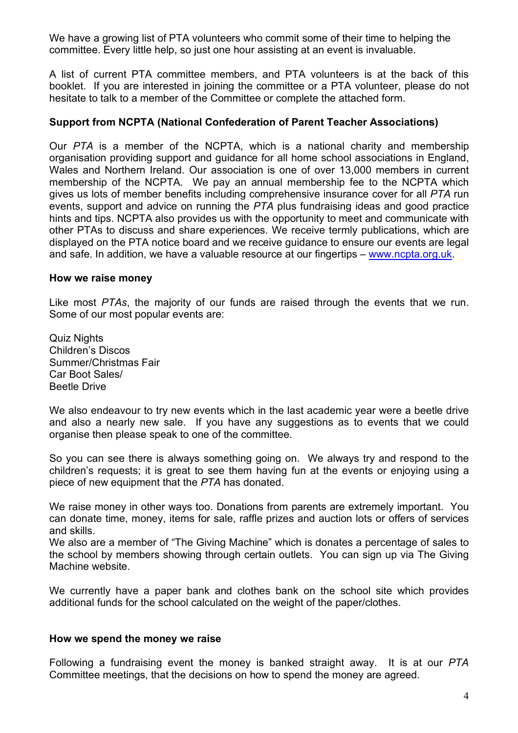We have a growing list of PTA volunteers who commit some of their time to helping the committee. Every little help, so just one hour assisting at an event is invaluable.

A list of current PTA committee members, and PTA volunteers is at the back of this booklet. If you are interested in joining the committee or a PTA volunteer, please do not hesitate to talk to a member of the Committee or complete the attached form.

**Support from NCPTA (National Confederation of Parent Teacher Associations)**

Our *PTA* is a member of the NCPTA, which is a national charity and membership organisation providing support and guidance for all home school associations in England, Wales and Northern Ireland. Our association is one of over 13,000 members in current membership of the NCPTA. We pay an annual membership fee to the NCPTA which gives us lots of member benefits including comprehensive insurance cover for all *PTA* run events, support and advice on running the *PTA* plus fundraising ideas and good practice hints and tips. NCPTA also provides us with the opportunity to meet and communicate with other PTAs to discuss and share experiences. We receive termly publications, which are displayed on the PTA notice board and we receive guidance to ensure our events are legal and safe. In addition, we have a valuable resource at our fingertips – [www.ncpta.org.uk](http://www.ncpta.org.uk).

**How we raise money**

Like most *PTAs*, the majority of our funds are raised through the events that we run. Some of our most popular events are:

Quiz Nights
Children's Discos
Summer/Christmas Fair
Car Boot Sales/
Beetle Drive

We also endeavour to try new events which in the last academic year were a beetle drive and also a nearly new sale. If you have any suggestions as to events that we could organise then please speak to one of the committee.

So you can see there is always something going on. We always try and respond to the children's requests; it is great to see them having fun at the events or enjoying using a piece of new equipment that the *PTA* has donated.

We raise money in other ways too. Donations from parents are extremely important. You can donate time, money, items for sale, raffle prizes and auction lots or offers of services and skills.
We also are a member of "The Giving Machine" which is donates a percentage of sales to the school by members showing through certain outlets. You can sign up via The Giving Machine website.

We currently have a paper bank and clothes bank on the school site which provides additional funds for the school calculated on the weight of the paper/clothes.

**How we spend the money we raise**

Following a fundraising event the money is banked straight away. It is at our *PTA* Committee meetings, that the decisions on how to spend the money are agreed.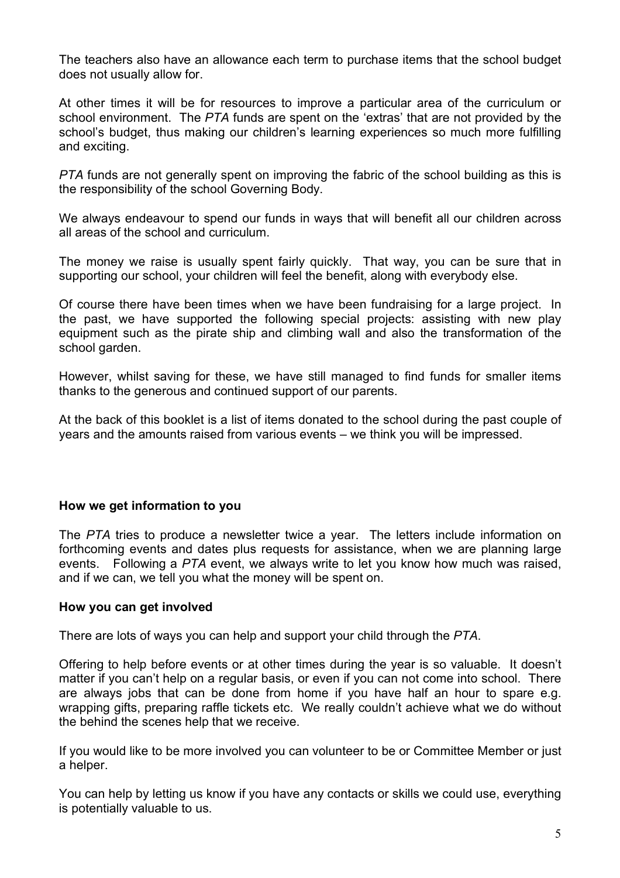The teachers also have an allowance each term to purchase items that the school budget does not usually allow for.

At other times it will be for resources to improve a particular area of the curriculum or school environment. The *PTA* funds are spent on the 'extras' that are not provided by the school's budget, thus making our children's learning experiences so much more fulfilling and exciting.

*PTA* funds are not generally spent on improving the fabric of the school building as this is the responsibility of the school Governing Body.

We always endeavour to spend our funds in ways that will benefit all our children across all areas of the school and curriculum.

The money we raise is usually spent fairly quickly. That way, you can be sure that in supporting our school, your children will feel the benefit, along with everybody else.

Of course there have been times when we have been fundraising for a large project. In the past, we have supported the following special projects: assisting with new play equipment such as the pirate ship and climbing wall and also the transformation of the school garden.

However, whilst saving for these, we have still managed to find funds for smaller items thanks to the generous and continued support of our parents.

At the back of this booklet is a list of items donated to the school during the past couple of years and the amounts raised from various events – we think you will be impressed.

**How we get information to you**

The *PTA* tries to produce a newsletter twice a year. The letters include information on forthcoming events and dates plus requests for assistance, when we are planning large events. Following a *PTA* event, we always write to let you know how much was raised, and if we can, we tell you what the money will be spent on.

**How you can get involved**

There are lots of ways you can help and support your child through the *PTA*.

Offering to help before events or at other times during the year is so valuable. It doesn't matter if you can't help on a regular basis, or even if you can not come into school. There are always jobs that can be done from home if you have half an hour to spare e.g. wrapping gifts, preparing raffle tickets etc. We really couldn't achieve what we do without the behind the scenes help that we receive.

If you would like to be more involved you can volunteer to be or Committee Member or just a helper.

You can help by letting us know if you have any contacts or skills we could use, everything is potentially valuable to us.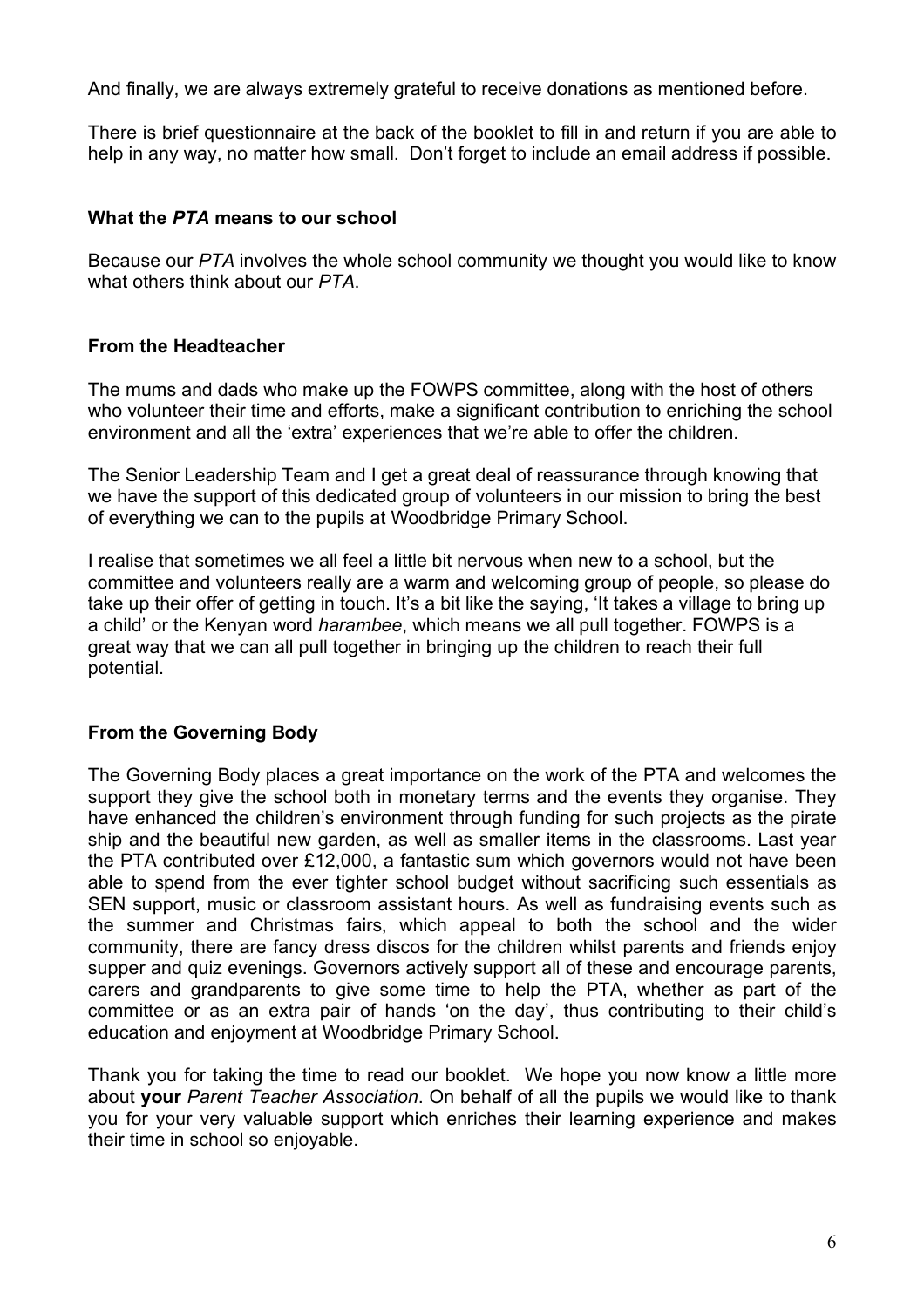And finally, we are always extremely grateful to receive donations as mentioned before.

There is brief questionnaire at the back of the booklet to fill in and return if you are able to help in any way, no matter how small. Don't forget to include an email address if possible.

### What the *PTA* means to our school

Because our *PTA* involves the whole school community we thought you would like to know what others think about our *PTA*.

### From the Headteacher

The mums and dads who make up the FOWPS committee, along with the host of others who volunteer their time and efforts, make a significant contribution to enriching the school environment and all the 'extra' experiences that we're able to offer the children.

The Senior Leadership Team and I get a great deal of reassurance through knowing that we have the support of this dedicated group of volunteers in our mission to bring the best of everything we can to the pupils at Woodbridge Primary School.

I realise that sometimes we all feel a little bit nervous when new to a school, but the committee and volunteers really are a warm and welcoming group of people, so please do take up their offer of getting in touch. It's a bit like the saying, 'It takes a village to bring up a child' or the Kenyan word *harambee*, which means we all pull together. FOWPS is a great way that we can all pull together in bringing up the children to reach their full potential.

### From the Governing Body

The Governing Body places a great importance on the work of the PTA and welcomes the support they give the school both in monetary terms and the events they organise. They have enhanced the children's environment through funding for such projects as the pirate ship and the beautiful new garden, as well as smaller items in the classrooms. Last year the PTA contributed over £12,000, a fantastic sum which governors would not have been able to spend from the ever tighter school budget without sacrificing such essentials as SEN support, music or classroom assistant hours. As well as fundraising events such as the summer and Christmas fairs, which appeal to both the school and the wider community, there are fancy dress discos for the children whilst parents and friends enjoy supper and quiz evenings. Governors actively support all of these and encourage parents, carers and grandparents to give some time to help the PTA, whether as part of the committee or as an extra pair of hands 'on the day', thus contributing to their child's education and enjoyment at Woodbridge Primary School.

Thank you for taking the time to read our booklet. We hope you now know a little more about **your** *Parent Teacher Association*. On behalf of all the pupils we would like to thank you for your very valuable support which enriches their learning experience and makes their time in school so enjoyable.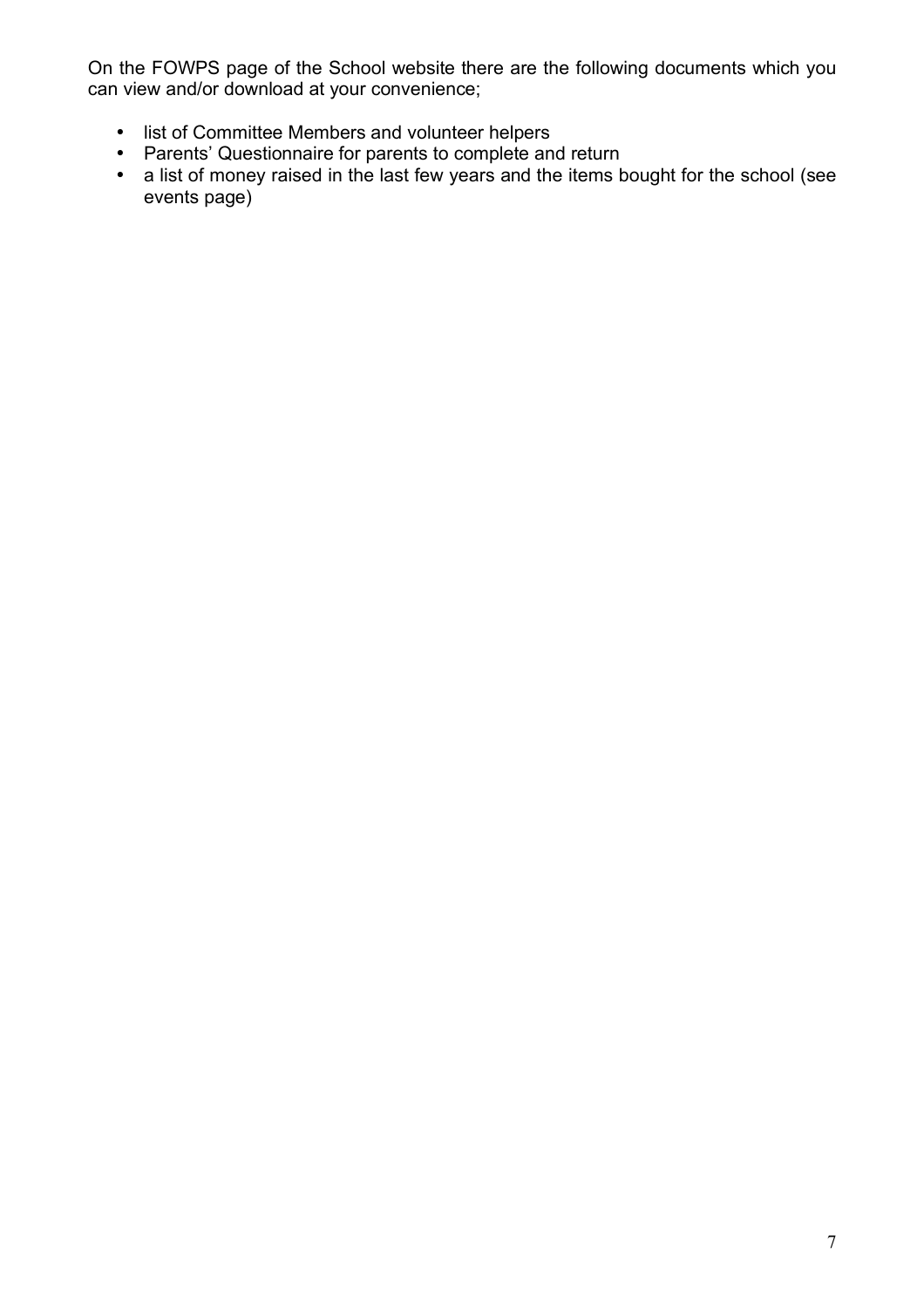On the FOWPS page of the School website there are the following documents which you can view and/or download at your convenience;

- list of Committee Members and volunteer helpers
- Parents' Questionnaire for parents to complete and return
- a list of money raised in the last few years and the items bought for the school (see events page)